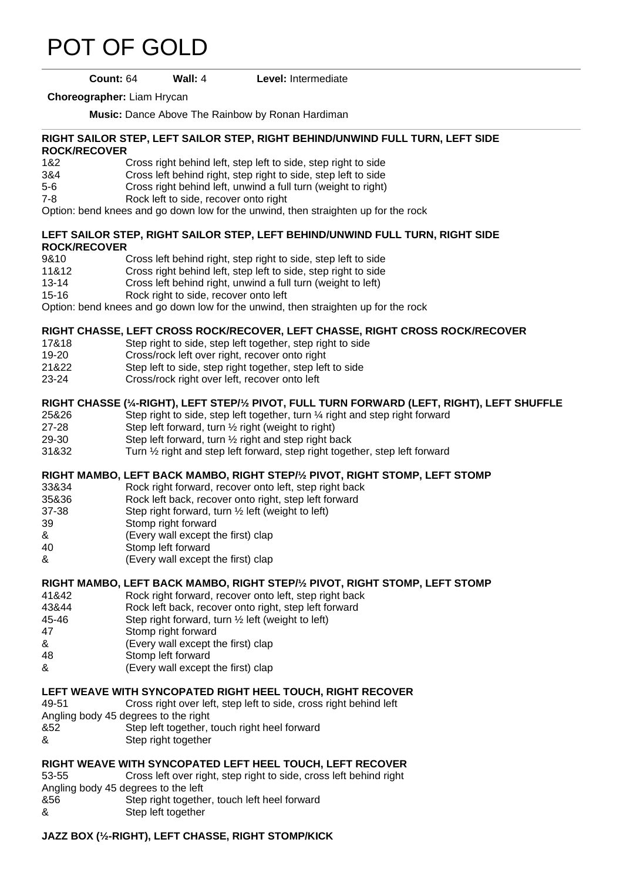# POT OF GOLD

**Count:** 64 **Wall:** 4 **Level:** Intermediate

**Choreographer:** Liam Hrycan

**Music:** Dance Above The Rainbow by Ronan Hardiman

---

**RIGHT SAILOR STEP, LEFT SAILOR STEP, RIGHT BEHIND/UNWIND FULL TURN, LEFT SIDE ROCK/RECOVER**

1&2 Cross right behind left, step left to side, step right to side
3&4 Cross left behind right, step right to side, step left to side
5-6 Cross right behind left, unwind a full turn (weight to right)
7-8 Rock left to side, recover onto right
Option: bend knees and go down low for the unwind, then straighten up for the rock

**LEFT SAILOR STEP, RIGHT SAILOR STEP, LEFT BEHIND/UNWIND FULL TURN, RIGHT SIDE ROCK/RECOVER**

9&10 Cross left behind right, step right to side, step left to side
11&12 Cross right behind left, step left to side, step right to side
13-14 Cross left behind right, unwind a full turn (weight to left)
15-16 Rock right to side, recover onto left
Option: bend knees and go down low for the unwind, then straighten up for the rock

**RIGHT CHASSE, LEFT CROSS ROCK/RECOVER, LEFT CHASSE, RIGHT CROSS ROCK/RECOVER**

17&18 Step right to side, step left together, step right to side
19-20 Cross/rock left over right, recover onto right
21&22 Step left to side, step right together, step left to side
23-24 Cross/rock right over left, recover onto left

**RIGHT CHASSE (¼-RIGHT), LEFT STEP/½ PIVOT, FULL TURN FORWARD (LEFT, RIGHT), LEFT SHUFFLE**

25&26 Step right to side, step left together, turn ¼ right and step right forward
27-28 Step left forward, turn ½ right (weight to right)
29-30 Step left forward, turn ½ right and step right back
31&32 Turn ½ right and step left forward, step right together, step left forward

**RIGHT MAMBO, LEFT BACK MAMBO, RIGHT STEP/½ PIVOT, RIGHT STOMP, LEFT STOMP**

33&34 Rock right forward, recover onto left, step right back
35&36 Rock left back, recover onto right, step left forward
37-38 Step right forward, turn ½ left (weight to left)
39 Stomp right forward
& (Every wall except the first) clap
40 Stomp left forward
& (Every wall except the first) clap

**RIGHT MAMBO, LEFT BACK MAMBO, RIGHT STEP/½ PIVOT, RIGHT STOMP, LEFT STOMP**

41&42 Rock right forward, recover onto left, step right back
43&44 Rock left back, recover onto right, step left forward
45-46 Step right forward, turn ½ left (weight to left)
47 Stomp right forward
& (Every wall except the first) clap
48 Stomp left forward
& (Every wall except the first) clap

**LEFT WEAVE WITH SYNCOPATED RIGHT HEEL TOUCH, RIGHT RECOVER**

49-51 Cross right over left, step left to side, cross right behind left
Angling body 45 degrees to the right
&52 Step left together, touch right heel forward
& Step right together

**RIGHT WEAVE WITH SYNCOPATED LEFT HEEL TOUCH, LEFT RECOVER**

53-55 Cross left over right, step right to side, cross left behind right
Angling body 45 degrees to the left
&56 Step right together, touch left heel forward
& Step left together

**JAZZ BOX (½-RIGHT), LEFT CHASSE, RIGHT STOMP/KICK**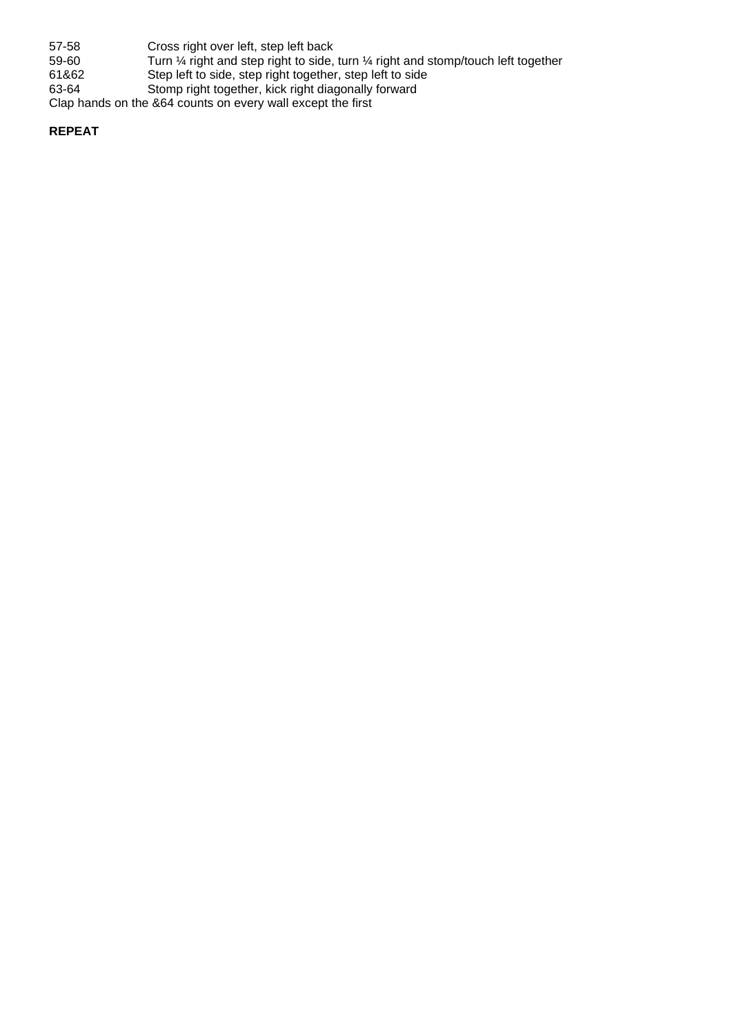57-58 Cross right over left, step left back
59-60 Turn ¼ right and step right to side, turn ¼ right and stomp/touch left together
61&62 Step left to side, step right together, step left to side
63-64 Stomp right together, kick right diagonally forward
Clap hands on the &64 counts on every wall except the first

**REPEAT**